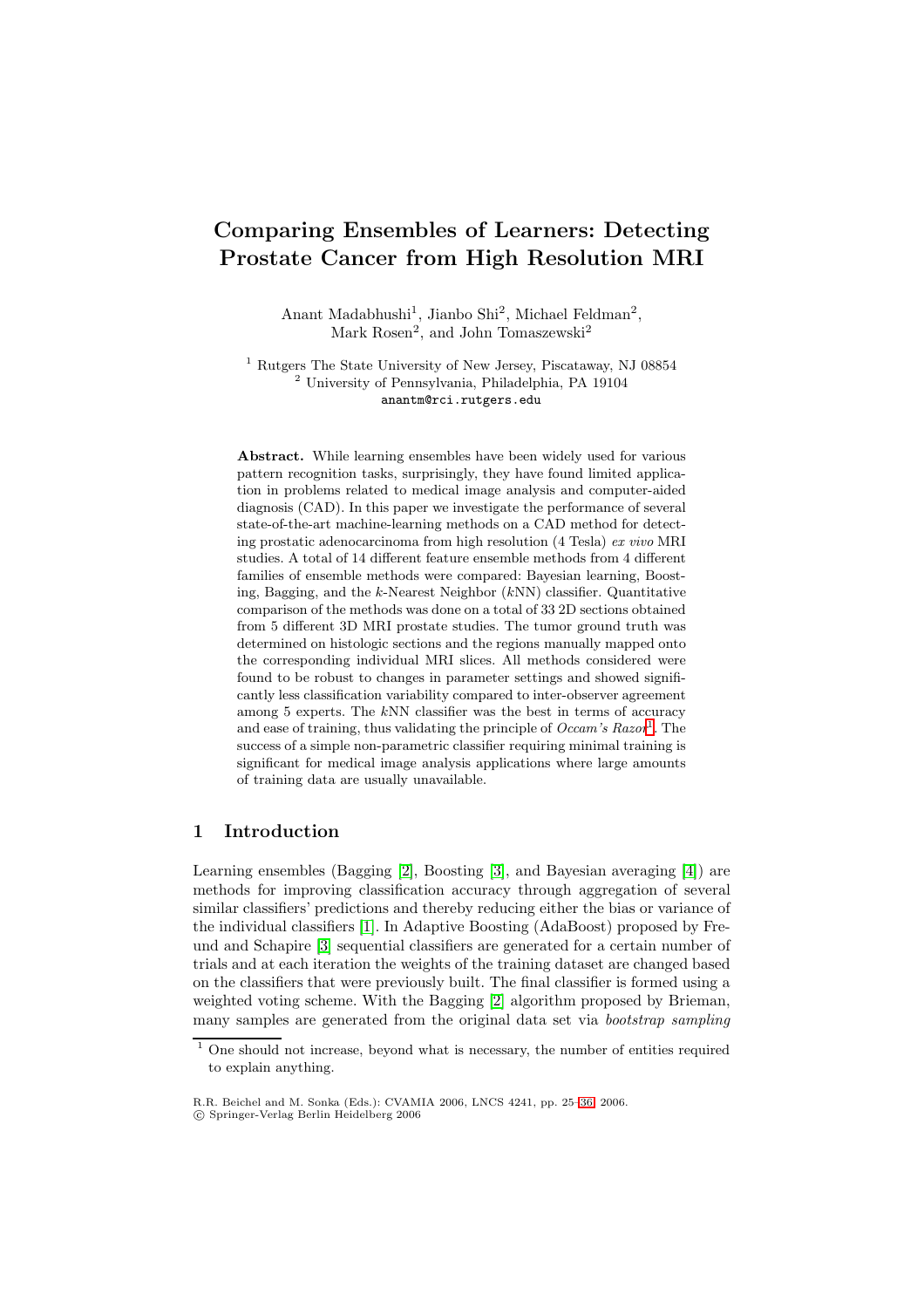# Comparing Ensembles of Learners: Detecting Prostate Cancer from High Resolution MRI

Anant Madabhushi[1], Jianbo Shi[2], Michael Feldman[2], Mark Rosen[2], and John Tomaszewski[2]

[1] Rutgers The State University of New Jersey, Piscataway, NJ 08854
[2] University of Pennsylvania, Philadelphia, PA 19104
anantm@rci.rutgers.edu

**Abstract.** While learning ensembles have been widely used for various pattern recognition tasks, surprisingly, they have found limited application in problems related to medical image analysis and computer-aided diagnosis (CAD). In this paper we investigate the performance of several state-of-the-art machine-learning methods on a CAD method for detecting prostatic adenocarcinoma from high resolution (4 Tesla) *ex vivo* MRI studies. A total of 14 different feature ensemble methods from 4 different families of ensemble methods were compared: Bayesian learning, Boosting, Bagging, and the $k$-Nearest Neighbor ($k$NN) classifier. Quantitative comparison of the methods was done on a total of 33 2D sections obtained from 5 different 3D MRI prostate studies. The tumor ground truth was determined on histologic sections and the regions manually mapped onto the corresponding individual MRI slices. All methods considered were found to be robust to changes in parameter settings and showed significantly less classification variability compared to inter-observer agreement among 5 experts. The $k$NN classifier was the best in terms of accuracy and ease of training, thus validating the principle of *Occam's Razor*[1]. The success of a simple non-parametric classifier requiring minimal training is significant for medical image analysis applications where large amounts of training data are usually unavailable.

## 1 Introduction

Learning ensembles (Bagging [2], Boosting [3], and Bayesian averaging [4]) are methods for improving classification accuracy through aggregation of several similar classifiers' predictions and thereby reducing either the bias or variance of the individual classifiers [1]. In Adaptive Boosting (AdaBoost) proposed by Freund and Schapire [3] sequential classifiers are generated for a certain number of trials and at each iteration the weights of the training dataset are changed based on the classifiers that were previously built. The final classifier is formed using a weighted voting scheme. With the Bagging [2] algorithm proposed by Brieman, many samples are generated from the original data set via *bootstrap sampling*

[1] One should not increase, beyond what is necessary, the number of entities required to explain anything.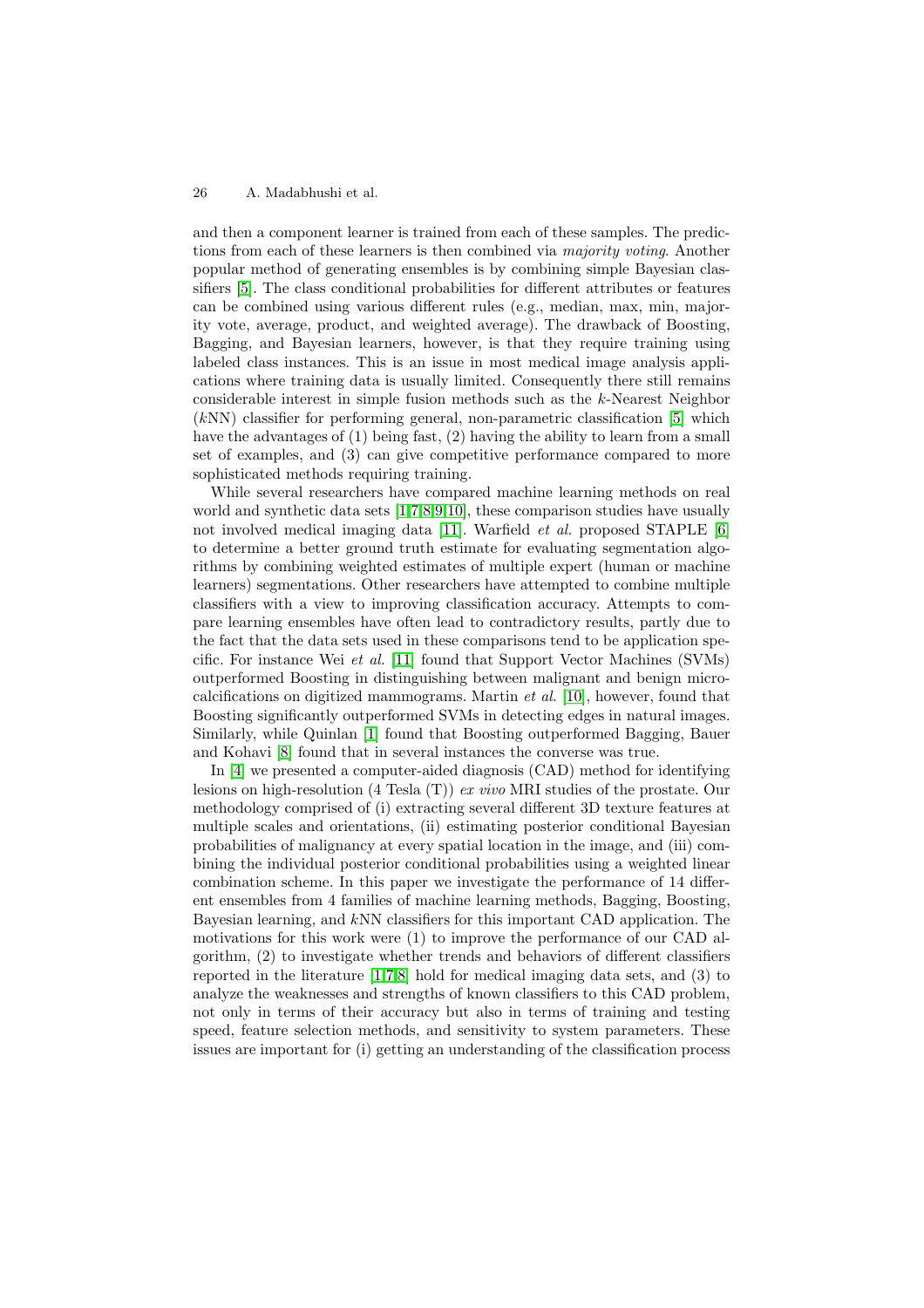and then a component learner is trained from each of these samples. The predictions from each of these learners is then combined via *majority voting*. Another popular method of generating ensembles is by combining simple Bayesian classifiers [5]. The class conditional probabilities for different attributes or features can be combined using various different rules (e.g., median, max, min, majority vote, average, product, and weighted average). The drawback of Boosting, Bagging, and Bayesian learners, however, is that they require training using labeled class instances. This is an issue in most medical image analysis applications where training data is usually limited. Consequently there still remains considerable interest in simple fusion methods such as the $k$-Nearest Neighbor ($k$NN) classifier for performing general, non-parametric classification [5] which have the advantages of (1) being fast, (2) having the ability to learn from a small set of examples, and (3) can give competitive performance compared to more sophisticated methods requiring training.

While several researchers have compared machine learning methods on real world and synthetic data sets [1,7,8,9,10], these comparison studies have usually not involved medical imaging data [11]. Warfield *et al.* proposed STAPLE [6] to determine a better ground truth estimate for evaluating segmentation algorithms by combining weighted estimates of multiple expert (human or machine learners) segmentations. Other researchers have attempted to combine multiple classifiers with a view to improving classification accuracy. Attempts to compare learning ensembles have often lead to contradictory results, partly due to the fact that the data sets used in these comparisons tend to be application specific. For instance Wei *et al.* [11] found that Support Vector Machines (SVMs) outperformed Boosting in distinguishing between malignant and benign microcalcifications on digitized mammograms. Martin *et al.* [10], however, found that Boosting significantly outperformed SVMs in detecting edges in natural images. Similarly, while Quinlan [1] found that Boosting outperformed Bagging, Bauer and Kohavi [8] found that in several instances the converse was true.

In [4] we presented a computer-aided diagnosis (CAD) method for identifying lesions on high-resolution (4 Tesla (T)) *ex vivo* MRI studies of the prostate. Our methodology comprised of (i) extracting several different 3D texture features at multiple scales and orientations, (ii) estimating posterior conditional Bayesian probabilities of malignancy at every spatial location in the image, and (iii) combining the individual posterior conditional probabilities using a weighted linear combination scheme. In this paper we investigate the performance of 14 different ensembles from 4 families of machine learning methods, Bagging, Boosting, Bayesian learning, and $k$NN classifiers for this important CAD application. The motivations for this work were (1) to improve the performance of our CAD algorithm, (2) to investigate whether trends and behaviors of different classifiers reported in the literature [1,7,8] hold for medical imaging data sets, and (3) to analyze the weaknesses and strengths of known classifiers to this CAD problem, not only in terms of their accuracy but also in terms of training and testing speed, feature selection methods, and sensitivity to system parameters. These issues are important for (i) getting an understanding of the classification process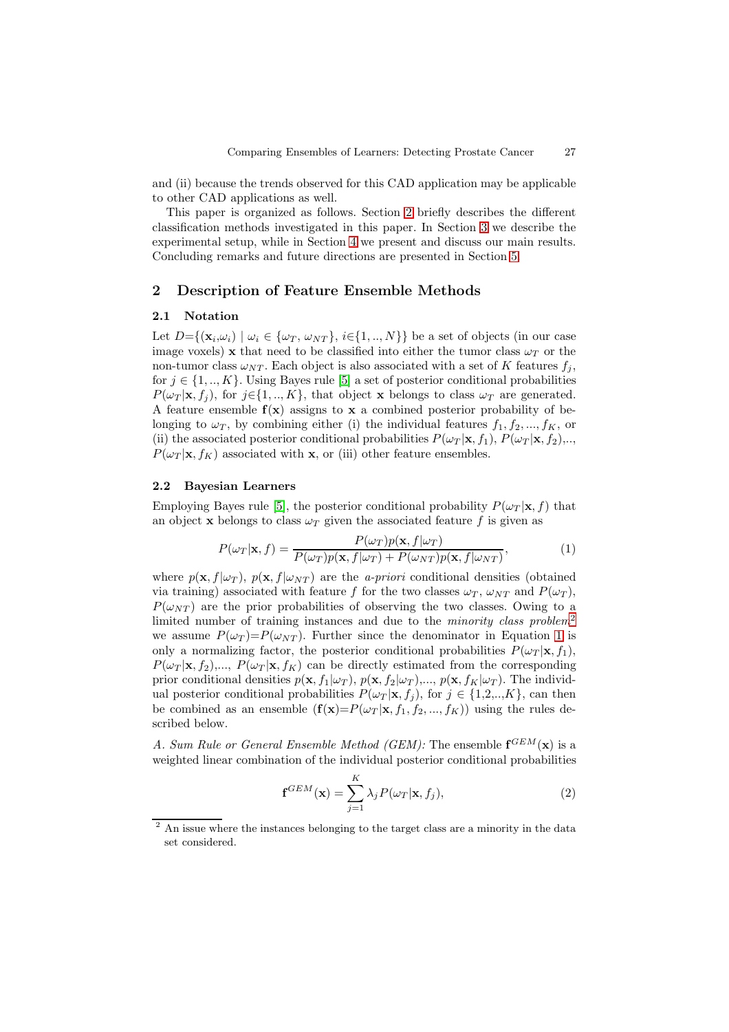and (ii) because the trends observed for this CAD application may be applicable to other CAD applications as well.

This paper is organized as follows. Section 2 briefly describes the different classification methods investigated in this paper. In Section 3 we describe the experimental setup, while in Section 4 we present and discuss our main results. Concluding remarks and future directions are presented in Section 5.

## 2 Description of Feature Ensemble Methods

### 2.1 Notation

Let $D=\{(\mathbf{x}_i,\omega_i) \mid \omega_i \in \{\omega_T, \omega_{NT}\}, i\in\{1,..,N\}\}$ be a set of objects (in our case image voxels) $\mathbf{x}$ that need to be classified into either the tumor class $\omega_T$ or the non-tumor class $\omega_{NT}$. Each object is also associated with a set of $K$ features $f_j$, for $j \in \{1,..,K\}$. Using Bayes rule [5] a set of posterior conditional probabilities $P(\omega_T|\mathbf{x}, f_j)$, for $j\in\{1,..,K\}$, that object $\mathbf{x}$ belongs to class $\omega_T$ are generated. A feature ensemble $\mathbf{f}(\mathbf{x})$ assigns to $\mathbf{x}$ a combined posterior probability of belonging to $\omega_T$, by combining either (i) the individual features $f_1, f_2, ..., f_K$, or (ii) the associated posterior conditional probabilities $P(\omega_T|\mathbf{x}, f_1)$, $P(\omega_T|\mathbf{x}, f_2)$,.., $P(\omega_T|\mathbf{x}, f_K)$ associated with $\mathbf{x}$, or (iii) other feature ensembles.

### 2.2 Bayesian Learners

Employing Bayes rule [5], the posterior conditional probability $P(\omega_T|\mathbf{x}, f)$ that an object $\mathbf{x}$ belongs to class $\omega_T$ given the associated feature $f$ is given as

$$P(\omega_T|\mathbf{x}, f) = \frac{P(\omega_T)p(\mathbf{x}, f|\omega_T)}{P(\omega_T)p(\mathbf{x}, f|\omega_T) + P(\omega_{NT})p(\mathbf{x}, f|\omega_{NT})}, \tag{1}$$

where $p(\mathbf{x}, f|\omega_T)$, $p(\mathbf{x}, f|\omega_{NT})$ are the *a-priori* conditional densities (obtained via training) associated with feature $f$ for the two classes $\omega_T$, $\omega_{NT}$ and $P(\omega_T)$, $P(\omega_{NT})$ are the prior probabilities of observing the two classes. Owing to a limited number of training instances and due to the *minority class problem*[2] we assume $P(\omega_T)$=$P(\omega_{NT})$. Further since the denominator in Equation 1 is only a normalizing factor, the posterior conditional probabilities $P(\omega_T|\mathbf{x}, f_1)$, $P(\omega_T|\mathbf{x}, f_2)$,..., $P(\omega_T|\mathbf{x}, f_K)$ can be directly estimated from the corresponding prior conditional densities $p(\mathbf{x}, f_1|\omega_T)$, $p(\mathbf{x}, f_2|\omega_T)$,..., $p(\mathbf{x}, f_K|\omega_T)$. The individual posterior conditional probabilities $P(\omega_T|\mathbf{x}, f_j)$, for $j \in \{1,2,..,K\}$, can then be combined as an ensemble ($\mathbf{f}(\mathbf{x})$=$P(\omega_T|\mathbf{x}, f_1, f_2, ..., f_K)$) using the rules described below.

*A. Sum Rule or General Ensemble Method (GEM):* The ensemble $\mathbf{f}^{GEM}(\mathbf{x})$ is a weighted linear combination of the individual posterior conditional probabilities

$$\mathbf{f}^{GEM}(\mathbf{x}) = \sum_{j=1}^{K} \lambda_j P(\omega_T|\mathbf{x}, f_j), \tag{2}$$

[2] An issue where the instances belonging to the target class are a minority in the data set considered.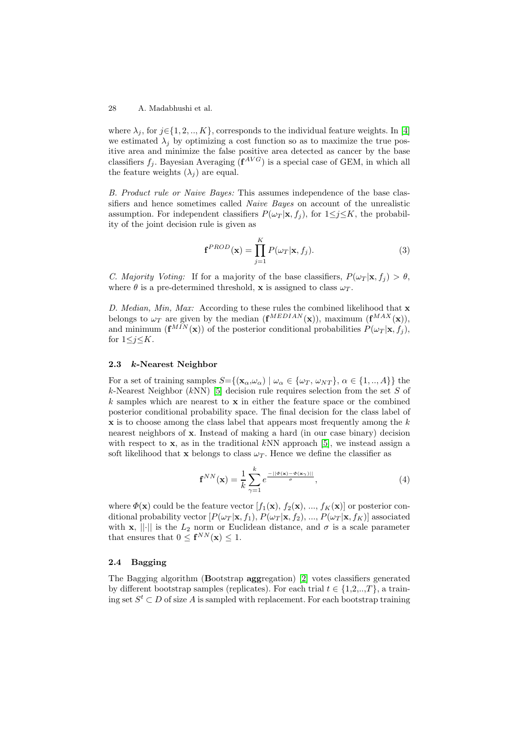where $\lambda_j$, for $j \in \{1, 2, .., K\}$, corresponds to the individual feature weights. In [4] we estimated $\lambda_j$ by optimizing a cost function so as to maximize the true positive area and minimize the false positive area detected as cancer by the base classifiers $f_j$. Bayesian Averaging ($\mathbf{f}^{AVG}$) is a special case of GEM, in which all the feature weights ($\lambda_j$) are equal.

*B. Product rule or Naive Bayes:* This assumes independence of the base classifiers and hence sometimes called *Naive Bayes* on account of the unrealistic assumption. For independent classifiers $P(\omega_T|\mathbf{x}, f_j)$, for $1 \leq j \leq K$, the probability of the joint decision rule is given as

$$\mathbf{f}^{PROD}(\mathbf{x}) = \prod_{j=1}^{K} P(\omega_T|\mathbf{x}, f_j). \tag{3}$$

*C. Majority Voting:* If for a majority of the base classifiers, $P(\omega_T|\mathbf{x}, f_j) > \theta$, where $\theta$ is a pre-determined threshold, $\mathbf{x}$ is assigned to class $\omega_T$.

*D. Median, Min, Max:* According to these rules the combined likelihood that $\mathbf{x}$ belongs to $\omega_T$ are given by the median ($\mathbf{f}^{MEDIAN}(\mathbf{x})$), maximum ($\mathbf{f}^{MAX}(\mathbf{x})$), and minimum ($\mathbf{f}^{MIN}(\mathbf{x})$) of the posterior conditional probabilities $P(\omega_T|\mathbf{x}, f_j)$, for $1 \leq j \leq K$.

### 2.3 *k*-Nearest Neighbor

For a set of training samples $S = \{(\mathbf{x}_\alpha, \omega_\alpha) \mid \omega_\alpha \in \{\omega_T, \omega_{NT}\}, \alpha \in \{1, .., A\}\}$ the $k$-Nearest Neighbor ($k$NN) [5] decision rule requires selection from the set $S$ of $k$ samples which are nearest to $\mathbf{x}$ in either the feature space or the combined posterior conditional probability space. The final decision for the class label of $\mathbf{x}$ is to choose among the class label that appears most frequently among the $k$ nearest neighbors of $\mathbf{x}$. Instead of making a hard (in our case binary) decision with respect to $\mathbf{x}$, as in the traditional $k$NN approach [5], we instead assign a soft likelihood that $\mathbf{x}$ belongs to class $\omega_T$. Hence we define the classifier as

$$\mathbf{f}^{NN}(\mathbf{x}) = \frac{1}{k} \sum_{\gamma=1}^{k} e^{\frac{-||\Phi(\mathbf{x}) - \Phi(\mathbf{x}_\gamma)||}{\sigma}}, \tag{4}$$

where $\Phi(\mathbf{x})$ could be the feature vector $[f_1(\mathbf{x}), f_2(\mathbf{x}), ..., f_K(\mathbf{x})]$ or posterior conditional probability vector $[P(\omega_T|\mathbf{x}, f_1), P(\omega_T|\mathbf{x}, f_2), ..., P(\omega_T|\mathbf{x}, f_K)]$ associated with $\mathbf{x}$, $||\cdot||$ is the $L_2$ norm or Euclidean distance, and $\sigma$ is a scale parameter that ensures that $0 \leq \mathbf{f}^{NN}(\mathbf{x}) \leq 1$.

### 2.4 Bagging

The Bagging algorithm (**B**ootstrap **agg**regation) [2] votes classifiers generated by different bootstrap samples (replicates). For each trial $t \in \{1,2,..,T\}$, a training set $S^t \subset D$ of size $A$ is sampled with replacement. For each bootstrap training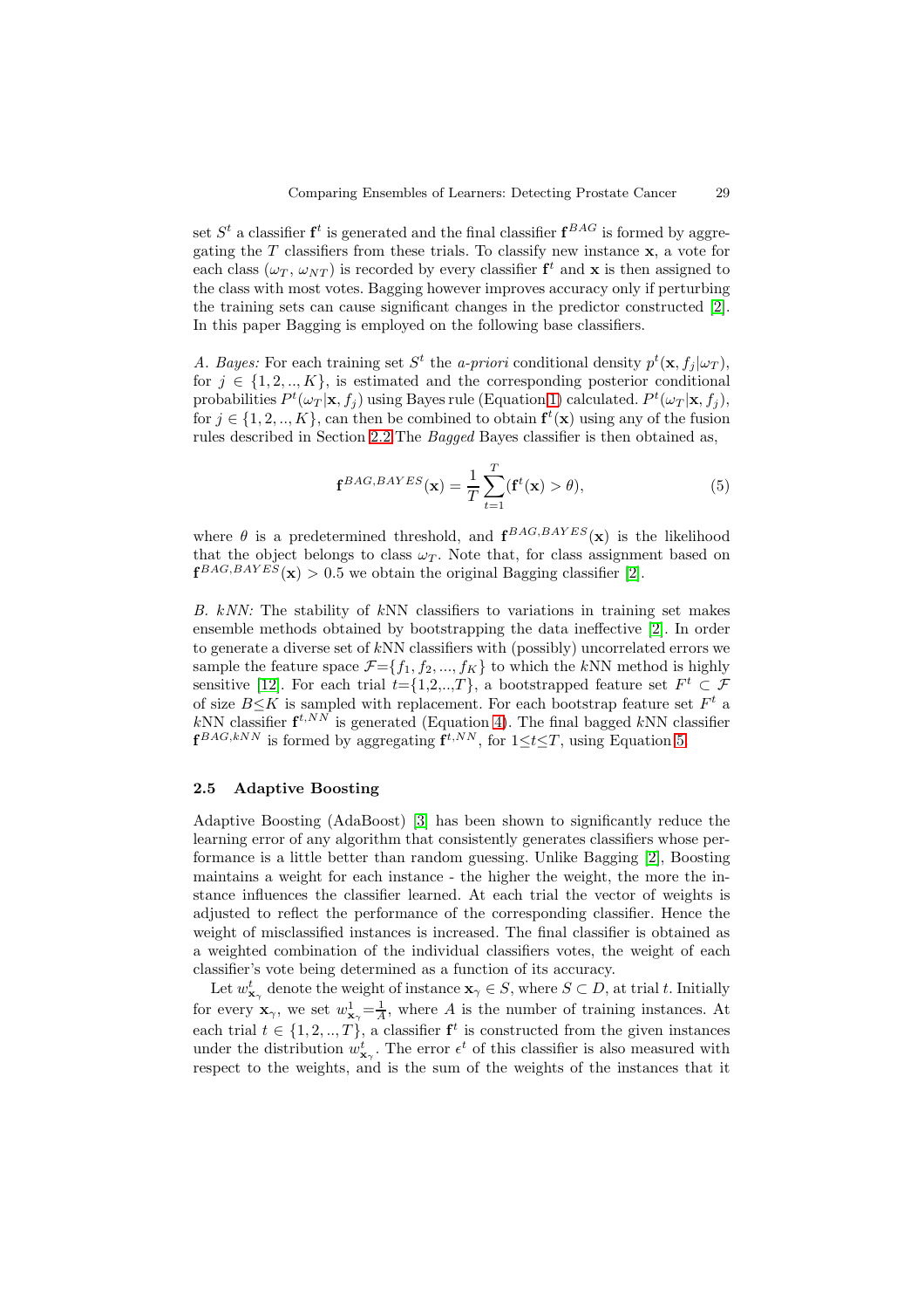set $S^t$ a classifier $\mathbf{f}^t$ is generated and the final classifier $\mathbf{f}^{BAG}$ is formed by aggregating the $T$ classifiers from these trials. To classify new instance $\mathbf{x}$, a vote for each class ($\omega_T$, $\omega_{NT}$) is recorded by every classifier $\mathbf{f}^t$ and $\mathbf{x}$ is then assigned to the class with most votes. Bagging however improves accuracy only if perturbing the training sets can cause significant changes in the predictor constructed [2]. In this paper Bagging is employed on the following base classifiers.

*A. Bayes:* For each training set $S^t$ the *a-priori* conditional density $p^t(\mathbf{x}, f_j|\omega_T)$, for $j \in \{1, 2, .., K\}$, is estimated and the corresponding posterior conditional probabilities $P^t(\omega_T|\mathbf{x}, f_j)$ using Bayes rule (Equation 1) calculated. $P^t(\omega_T|\mathbf{x}, f_j)$, for $j \in \{1, 2, .., K\}$, can then be combined to obtain $\mathbf{f}^t(\mathbf{x})$ using any of the fusion rules described in Section 2.2 The *Bagged* Bayes classifier is then obtained as,

$$\mathbf{f}^{BAG,BAYES}(\mathbf{x}) = \frac{1}{T}\sum_{t=1}^{T}(\mathbf{f}^t(\mathbf{x}) > \theta), \tag{5}$$

where $\theta$ is a predetermined threshold, and $\mathbf{f}^{BAG,BAYES}(\mathbf{x})$ is the likelihood that the object belongs to class $\omega_T$. Note that, for class assignment based on $\mathbf{f}^{BAG,BAYES}(\mathbf{x}) > 0.5$ we obtain the original Bagging classifier [2].

*B. kNN:* The stability of $k$NN classifiers to variations in training set makes ensemble methods obtained by bootstrapping the data ineffective [2]. In order to generate a diverse set of $k$NN classifiers with (possibly) uncorrelated errors we sample the feature space $\mathcal{F}=\{f_1, f_2, ..., f_K\}$ to which the $k$NN method is highly sensitive [12]. For each trial $t$={1,2,..,$T$}, a bootstrapped feature set $F^t \subset \mathcal{F}$ of size $B \leq K$ is sampled with replacement. For each bootstrap feature set $F^t$ a $k$NN classifier $\mathbf{f}^{t,NN}$ is generated (Equation 4). The final bagged $k$NN classifier $\mathbf{f}^{BAG,kNN}$ is formed by aggregating $\mathbf{f}^{t,NN}$, for $1 \leq t \leq T$, using Equation 5.

### 2.5 Adaptive Boosting

Adaptive Boosting (AdaBoost) [3] has been shown to significantly reduce the learning error of any algorithm that consistently generates classifiers whose performance is a little better than random guessing. Unlike Bagging [2], Boosting maintains a weight for each instance - the higher the weight, the more the instance influences the classifier learned. At each trial the vector of weights is adjusted to reflect the performance of the corresponding classifier. Hence the weight of misclassified instances is increased. The final classifier is obtained as a weighted combination of the individual classifiers votes, the weight of each classifier's vote being determined as a function of its accuracy.

Let $w^t_{\mathbf{x}_\gamma}$ denote the weight of instance $\mathbf{x}_\gamma \in S$, where $S \subset D$, at trial $t$. Initially for every $\mathbf{x}_\gamma$, we set $w^1_{\mathbf{x}_\gamma} = \frac{1}{A}$, where $A$ is the number of training instances. At each trial $t \in \{1, 2, .., T\}$, a classifier $\mathbf{f}^t$ is constructed from the given instances under the distribution $w^t_{\mathbf{x}_\gamma}$. The error $\epsilon^t$ of this classifier is also measured with respect to the weights, and is the sum of the weights of the instances that it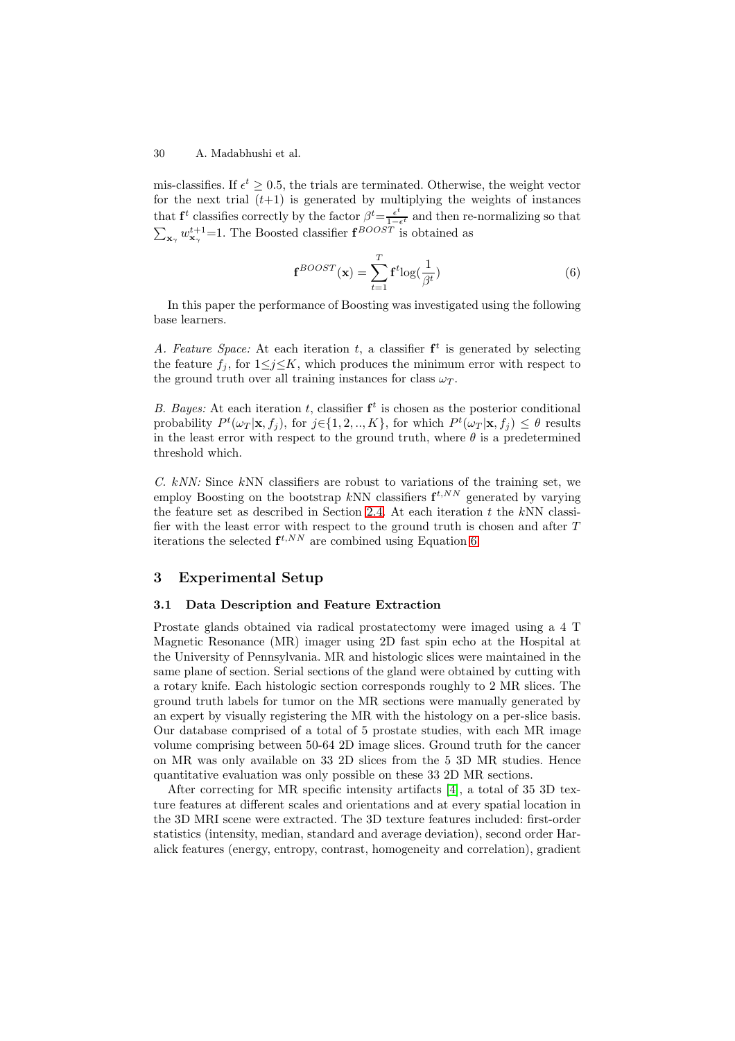mis-classifies. If $\epsilon^t \geq 0.5$, the trials are terminated. Otherwise, the weight vector for the next trial $(t+1)$ is generated by multiplying the weights of instances that $\mathbf{f}^t$ classifies correctly by the factor $\beta^t = \frac{\epsilon^t}{1-\epsilon^t}$ and then re-normalizing so that $\sum_{\mathbf{x}_\gamma} w^{t+1}_{\mathbf{x}_\gamma} = 1$. The Boosted classifier $\mathbf{f}^{BOOST}$ is obtained as

$$\mathbf{f}^{BOOST}(\mathbf{x}) = \sum_{t=1}^{T} \mathbf{f}^t \log(\frac{1}{\beta^t}) \tag{6}$$

In this paper the performance of Boosting was investigated using the following base learners.

*A. Feature Space:* At each iteration $t$, a classifier $\mathbf{f}^t$ is generated by selecting the feature $f_j$, for $1 \leq j \leq K$, which produces the minimum error with respect to the ground truth over all training instances for class $\omega_T$.

*B. Bayes:* At each iteration $t$, classifier $\mathbf{f}^t$ is chosen as the posterior conditional probability $P^t(\omega_T|\mathbf{x}, f_j)$, for $j \in \{1, 2, .., K\}$, for which $P^t(\omega_T|\mathbf{x}, f_j) \leq \theta$ results in the least error with respect to the ground truth, where $\theta$ is a predetermined threshold which.

*C. kNN:* Since $k$NN classifiers are robust to variations of the training set, we employ Boosting on the bootstrap $k$NN classifiers $\mathbf{f}^{t,NN}$ generated by varying the feature set as described in Section 2.4. At each iteration $t$ the $k$NN classifier with the least error with respect to the ground truth is chosen and after $T$ iterations the selected $\mathbf{f}^{t,NN}$ are combined using Equation 6.

## 3 Experimental Setup

### 3.1 Data Description and Feature Extraction

Prostate glands obtained via radical prostatectomy were imaged using a 4 T Magnetic Resonance (MR) imager using 2D fast spin echo at the Hospital at the University of Pennsylvania. MR and histologic slices were maintained in the same plane of section. Serial sections of the gland were obtained by cutting with a rotary knife. Each histologic section corresponds roughly to 2 MR slices. The ground truth labels for tumor on the MR sections were manually generated by an expert by visually registering the MR with the histology on a per-slice basis. Our database comprised of a total of 5 prostate studies, with each MR image volume comprising between 50-64 2D image slices. Ground truth for the cancer on MR was only available on 33 2D slices from the 5 3D MR studies. Hence quantitative evaluation was only possible on these 33 2D MR sections.

After correcting for MR specific intensity artifacts [4], a total of 35 3D texture features at different scales and orientations and at every spatial location in the 3D MRI scene were extracted. The 3D texture features included: first-order statistics (intensity, median, standard and average deviation), second order Haralick features (energy, entropy, contrast, homogeneity and correlation), gradient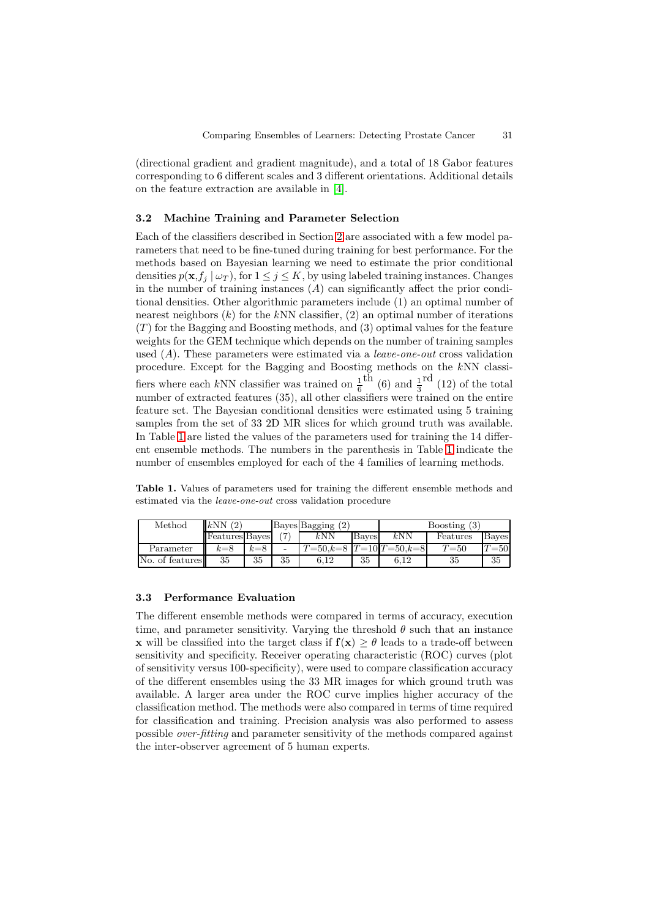(directional gradient and gradient magnitude), and a total of 18 Gabor features corresponding to 6 different scales and 3 different orientations. Additional details on the feature extraction are available in [4].

### 3.2 Machine Training and Parameter Selection

Each of the classifiers described in Section 2 are associated with a few model parameters that need to be fine-tuned during training for best performance. For the methods based on Bayesian learning we need to estimate the prior conditional densities $p(\mathbf{x}, f_j \mid \omega_T)$, for $1 \leq j \leq K$, by using labeled training instances. Changes in the number of training instances ($A$) can significantly affect the prior conditional densities. Other algorithmic parameters include (1) an optimal number of nearest neighbors ($k$) for the $k$NN classifier, (2) an optimal number of iterations ($T$) for the Bagging and Boosting methods, and (3) optimal values for the feature weights for the GEM technique which depends on the number of training samples used ($A$). These parameters were estimated via a *leave-one-out* cross validation procedure. Except for the Bagging and Boosting methods on the $k$NN classifiers where each $k$NN classifier was trained on $\frac{1}{6}^{\text{th}}$ (6) and $\frac{1}{3}^{\text{rd}}$ (12) of the total number of extracted features (35), all other classifiers were trained on the entire feature set. The Bayesian conditional densities were estimated using 5 training samples from the set of 33 2D MR slices for which ground truth was available. In Table 1 are listed the values of the parameters used for training the 14 different ensemble methods. The numbers in the parenthesis in Table 1 indicate the number of ensembles employed for each of the 4 families of learning methods.

**Table 1.** Values of parameters used for training the different ensemble methods and estimated via the *leave-one-out* cross validation procedure

| Method | $k$NN (2) | | Bayes | Bagging (2) | | Boosting (3) | | |
|---|---|---|---|---|---|---|---|---|
| | Features | Bayes | (7) | $k$NN | Bayes | $k$NN | Features | Bayes |
| Parameter | $k$=8 | $k$=8 | - | $T$=50,$k$=8 | $T$=10 | $T$=50,$k$=8 | $T$=50 | $T$=50 |
| No. of features | 35 | 35 | 35 | 6,12 | 35 | 6,12 | 35 | 35 |

### 3.3 Performance Evaluation

The different ensemble methods were compared in terms of accuracy, execution time, and parameter sensitivity. Varying the threshold $\theta$ such that an instance $\mathbf{x}$ will be classified into the target class if $\mathbf{f}(\mathbf{x}) \geq \theta$ leads to a trade-off between sensitivity and specificity. Receiver operating characteristic (ROC) curves (plot of sensitivity versus 100-specificity), were used to compare classification accuracy of the different ensembles using the 33 MR images for which ground truth was available. A larger area under the ROC curve implies higher accuracy of the classification method. The methods were also compared in terms of time required for classification and training. Precision analysis was also performed to assess possible *over-fitting* and parameter sensitivity of the methods compared against the inter-observer agreement of 5 human experts.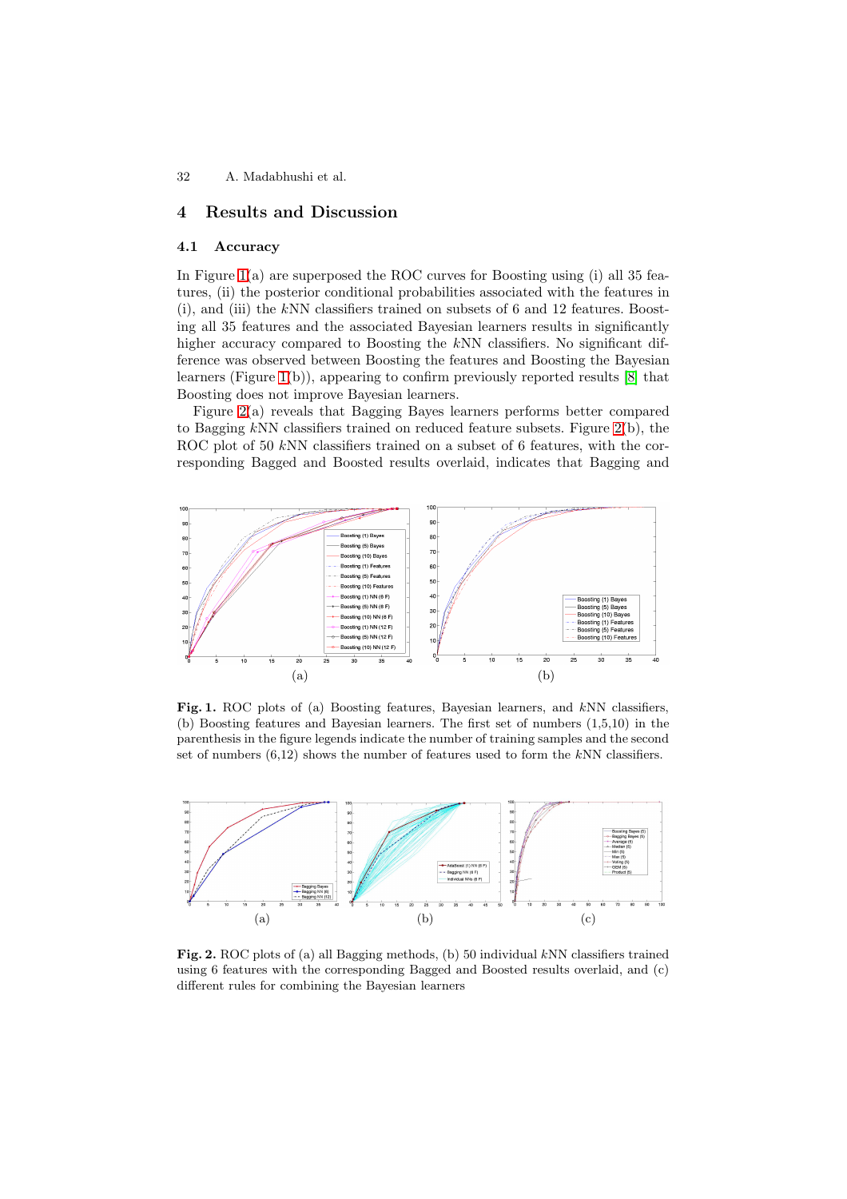## 4 Results and Discussion

### 4.1 Accuracy

In Figure 1(a) are superposed the ROC curves for Boosting using (i) all 35 features, (ii) the posterior conditional probabilities associated with the features in (i), and (iii) the $k$NN classifiers trained on subsets of 6 and 12 features. Boosting all 35 features and the associated Bayesian learners results in significantly higher accuracy compared to Boosting the $k$NN classifiers. No significant difference was observed between Boosting the features and Boosting the Bayesian learners (Figure 1(b)), appearing to confirm previously reported results [8] that Boosting does not improve Bayesian learners.

Figure 2(a) reveals that Bagging Bayes learners performs better compared to Bagging $k$NN classifiers trained on reduced feature subsets. Figure 2(b), the ROC plot of 50 $k$NN classifiers trained on a subset of 6 features, with the corresponding Bagged and Boosted results overlaid, indicates that Bagging and

**Fig. 1.** ROC plots of (a) Boosting features, Bayesian learners, and $k$NN classifiers, (b) Boosting features and Bayesian learners. The first set of numbers (1,5,10) in the parenthesis in the figure legends indicate the number of training samples and the second set of numbers (6,12) shows the number of features used to form the $k$NN classifiers.

**Fig. 2.** ROC plots of (a) all Bagging methods, (b) 50 individual $k$NN classifiers trained using 6 features with the corresponding Bagged and Boosted results overlaid, and (c) different rules for combining the Bayesian learners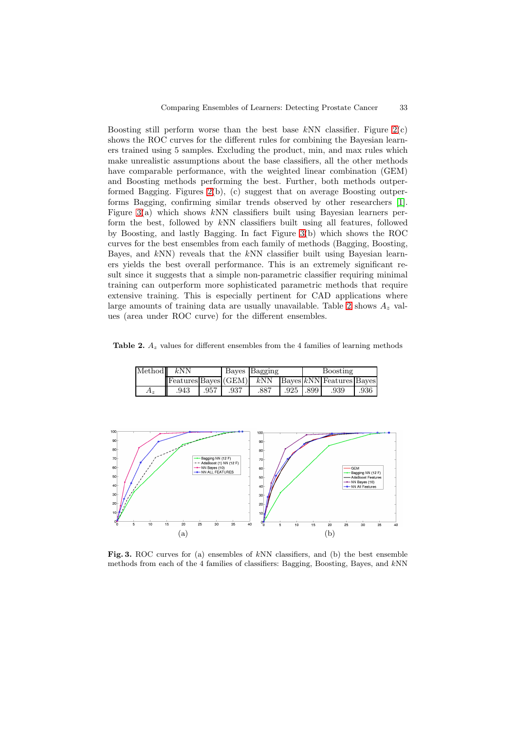Boosting still perform worse than the best base $k$NN classifier. Figure 2(c) shows the ROC curves for the different rules for combining the Bayesian learners trained using 5 samples. Excluding the product, min, and max rules which make unrealistic assumptions about the base classifiers, all the other methods have comparable performance, with the weighted linear combination (GEM) and Boosting methods performing the best. Further, both methods outperformed Bagging. Figures 2(b), (c) suggest that on average Boosting outperforms Bagging, confirming similar trends observed by other researchers [1]. Figure 3(a) which shows $k$NN classifiers built using Bayesian learners perform the best, followed by $k$NN classifiers built using all features, followed by Boosting, and lastly Bagging. In fact Figure 3(b) which shows the ROC curves for the best ensembles from each family of methods (Bagging, Boosting, Bayes, and $k$NN) reveals that the $k$NN classifier built using Bayesian learners yields the best overall performance. This is an extremely significant result since it suggests that a simple non-parametric classifier requiring minimal training can outperform more sophisticated parametric methods that require extensive training. This is especially pertinent for CAD applications where large amounts of training data are usually unavailable. Table 2 shows $A_z$ values (area under ROC curve) for the different ensembles.

**Table 2.** $A_z$ values for different ensembles from the 4 families of learning methods

| Method | $k$NN | | Bayes | Bagging | | Boosting | | |
|---|---|---|---|---|---|---|---|---|
| | Features | Bayes | (GEM) | $k$NN | Bayes | $k$NN | Features | Bayes |
| $A_z$ | .943 | .957 | .937 | .887 | .925 | .899 | .939 | .936 |

**Fig. 3.** ROC curves for (a) ensembles of $k$NN classifiers, and (b) the best ensemble methods from each of the 4 families of classifiers: Bagging, Boosting, Bayes, and $k$NN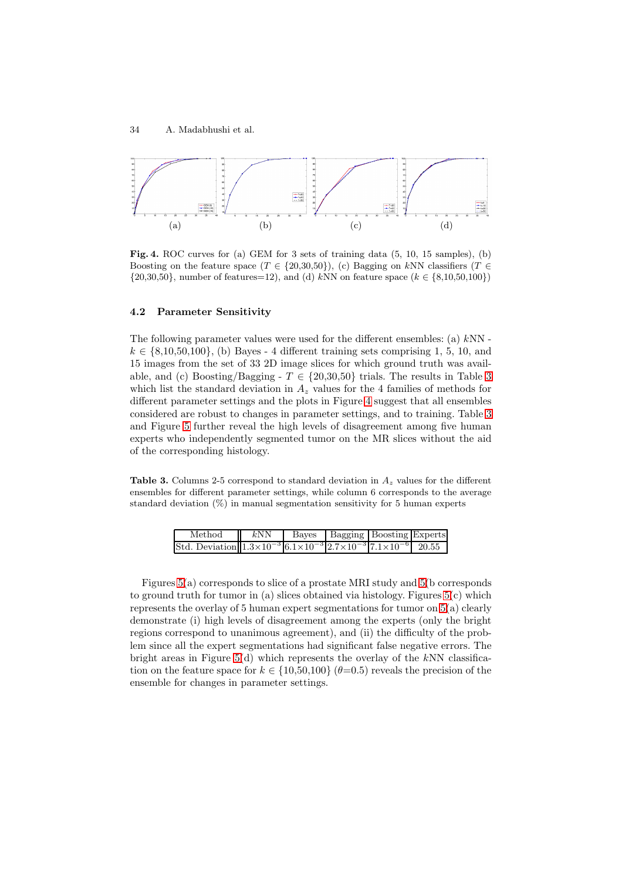**Fig. 4.** ROC curves for (a) GEM for 3 sets of training data (5, 10, 15 samples), (b) Boosting on the feature space ($T \in \{20,30,50\}$), (c) Bagging on $k$NN classifiers ($T \in \{20,30,50\}$, number of features=12), and (d) $k$NN on feature space ($k \in \{8,10,50,100\}$)

### 4.2 Parameter Sensitivity

The following parameter values were used for the different ensembles: (a) $k$NN - $k \in \{8,10,50,100\}$, (b) Bayes - 4 different training sets comprising 1, 5, 10, and 15 images from the set of 33 2D image slices for which ground truth was available, and (c) Boosting/Bagging - $T \in \{20,30,50\}$ trials. The results in Table 3 which list the standard deviation in $A_z$ values for the 4 families of methods for different parameter settings and the plots in Figure 4 suggest that all ensembles considered are robust to changes in parameter settings, and to training. Table 3 and Figure 5 further reveal the high levels of disagreement among five human experts who independently segmented tumor on the MR slices without the aid of the corresponding histology.

**Table 3.** Columns 2-5 correspond to standard deviation in $A_z$ values for the different ensembles for different parameter settings, while column 6 corresponds to the average standard deviation (%) in manual segmentation sensitivity for 5 human experts

| Method | $k$NN | Bayes | Bagging | Boosting | Experts |
|---|---|---|---|---|---|
| Std. Deviation | $1.3\times10^{-3}$ | $6.1\times10^{-3}$ | $2.7\times10^{-3}$ | $7.1\times10^{-6}$ | 20.55 |

Figures 5(a) corresponds to slice of a prostate MRI study and 5(b corresponds to ground truth for tumor in (a) slices obtained via histology. Figures 5(c) which represents the overlay of 5 human expert segmentations for tumor on 5(a) clearly demonstrate (i) high levels of disagreement among the experts (only the bright regions correspond to unanimous agreement), and (ii) the difficulty of the problem since all the expert segmentations had significant false negative errors. The bright areas in Figure 5(d) which represents the overlay of the $k$NN classification on the feature space for $k \in \{10,50,100\}$ ($\theta$=0.5) reveals the precision of the ensemble for changes in parameter settings.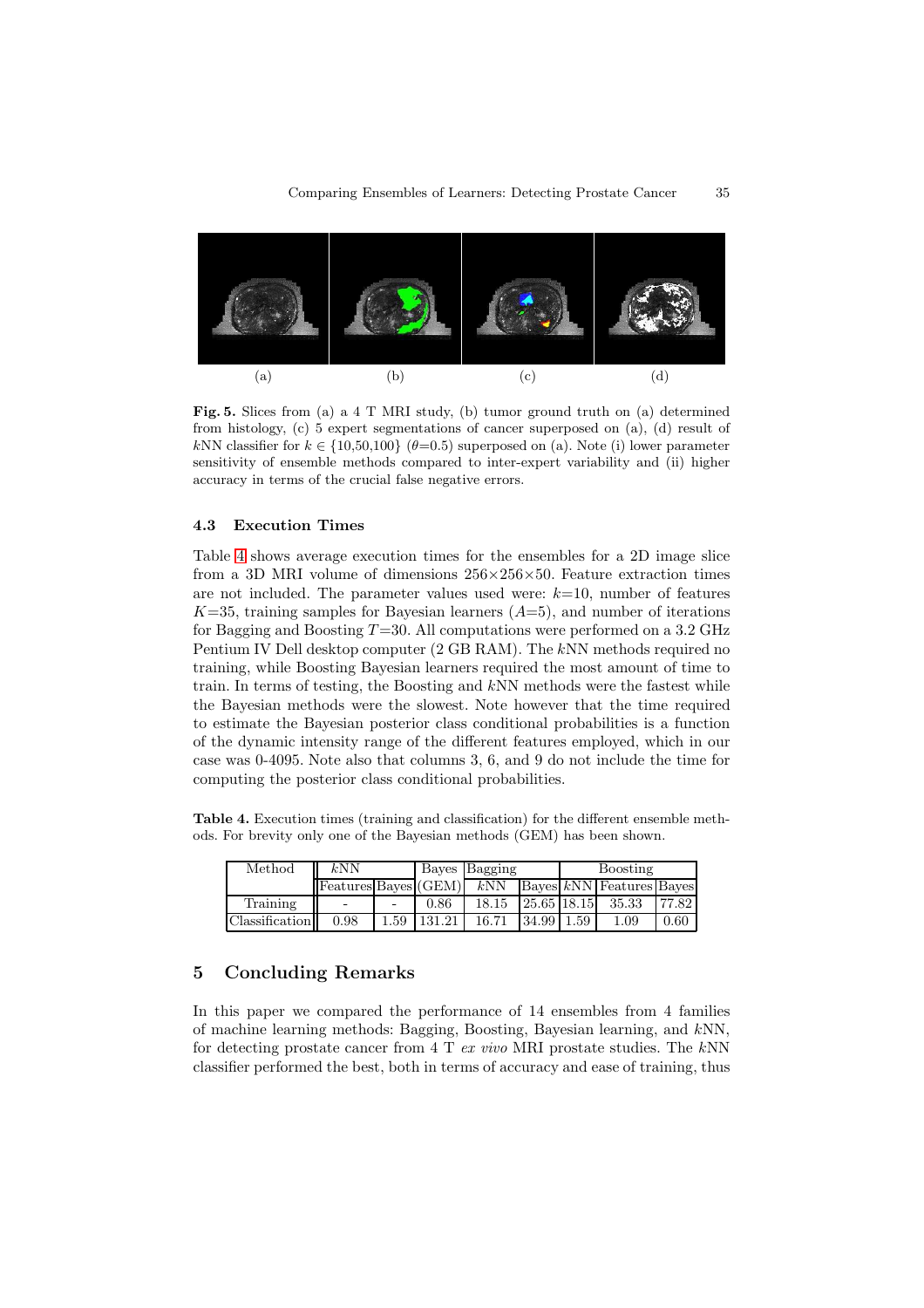(a) (b) (c) (d)

**Fig. 5.** Slices from (a) a 4 T MRI study, (b) tumor ground truth on (a) determined from histology, (c) 5 expert segmentations of cancer superposed on (a), (d) result of $k$NN classifier for $k \in \{10,50,100\}$ ($\theta$=0.5) superposed on (a). Note (i) lower parameter sensitivity of ensemble methods compared to inter-expert variability and (ii) higher accuracy in terms of the crucial false negative errors.

### 4.3 Execution Times

Table 4 shows average execution times for the ensembles for a 2D image slice from a 3D MRI volume of dimensions 256×256×50. Feature extraction times are not included. The parameter values used were: $k$=10, number of features $K$=35, training samples for Bayesian learners ($A$=5), and number of iterations for Bagging and Boosting $T$=30. All computations were performed on a 3.2 GHz Pentium IV Dell desktop computer (2 GB RAM). The $k$NN methods required no training, while Boosting Bayesian learners required the most amount of time to train. In terms of testing, the Boosting and $k$NN methods were the fastest while the Bayesian methods were the slowest. Note however that the time required to estimate the Bayesian posterior class conditional probabilities is a function of the dynamic intensity range of the different features employed, which in our case was 0-4095. Note also that columns 3, 6, and 9 do not include the time for computing the posterior class conditional probabilities.

**Table 4.** Execution times (training and classification) for the different ensemble methods. For brevity only one of the Bayesian methods (GEM) has been shown.

| Method | $k$NN | | Bayes | Bagging | | Boosting | | |
|---|---|---|---|---|---|---|---|---|
| | Features | Bayes | (GEM) | $k$NN | Bayes | $k$NN | Features | Bayes |
| Training | - | - | 0.86 | 18.15 | 25.65 | 18.15 | 35.33 | 77.82 |
| Classification | 0.98 | 1.59 | 131.21 | 16.71 | 34.99 | 1.59 | 1.09 | 0.60 |

## 5 Concluding Remarks

In this paper we compared the performance of 14 ensembles from 4 families of machine learning methods: Bagging, Boosting, Bayesian learning, and $k$NN, for detecting prostate cancer from 4 T *ex vivo* MRI prostate studies. The $k$NN classifier performed the best, both in terms of accuracy and ease of training, thus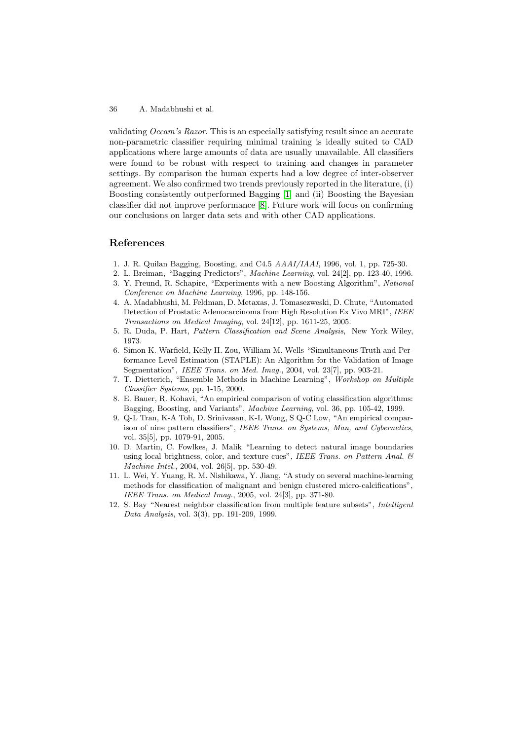validating *Occam's Razor*. This is an especially satisfying result since an accurate non-parametric classifier requiring minimal training is ideally suited to CAD applications where large amounts of data are usually unavailable. All classifiers were found to be robust with respect to training and changes in parameter settings. By comparison the human experts had a low degree of inter-observer agreement. We also confirmed two trends previously reported in the literature, (i) Boosting consistently outperformed Bagging [1] and (ii) Boosting the Bayesian classifier did not improve performance [8]. Future work will focus on confirming our conclusions on larger data sets and with other CAD applications.

## References

1. J. R. Quilan Bagging, Boosting, and C4.5 *AAAI/IAAI*, 1996, vol. 1, pp. 725-30.
2. L. Breiman, "Bagging Predictors", *Machine Learning*, vol. 24[2], pp. 123-40, 1996.
3. Y. Freund, R. Schapire, "Experiments with a new Boosting Algorithm", *National Conference on Machine Learning*, 1996, pp. 148-156.
4. A. Madabhushi, M. Feldman, D. Metaxas, J. Tomasezweski, D. Chute, "Automated Detection of Prostatic Adenocarcinoma from High Resolution Ex Vivo MRI", *IEEE Transactions on Medical Imaging*, vol. 24[12], pp. 1611-25, 2005.
5. R. Duda, P. Hart, *Pattern Classification and Scene Analysis*, New York Wiley, 1973.
6. Simon K. Warfield, Kelly H. Zou, William M. Wells "Simultaneous Truth and Performance Level Estimation (STAPLE): An Algorithm for the Validation of Image Segmentation", *IEEE Trans. on Med. Imag.*, 2004, vol. 23[7], pp. 903-21.
7. T. Dietterich, "Ensemble Methods in Machine Learning", *Workshop on Multiple Classifier Systems*, pp. 1-15, 2000.
8. E. Bauer, R. Kohavi, "An empirical comparison of voting classification algorithms: Bagging, Boosting, and Variants", *Machine Learning*, vol. 36, pp. 105-42, 1999.
9. Q-L Tran, K-A Toh, D. Srinivasan, K-L Wong, S Q-C Low, "An empirical comparison of nine pattern classifiers", *IEEE Trans. on Systems, Man, and Cybernetics*, vol. 35[5], pp. 1079-91, 2005.
10. D. Martin, C. Fowlkes, J. Malik "Learning to detect natural image boundaries using local brightness, color, and texture cues", *IEEE Trans. on Pattern Anal. & Machine Intel.*, 2004, vol. 26[5], pp. 530-49.
11. L. Wei, Y. Yuang, R. M. Nishikawa, Y. Jiang, "A study on several machine-learning methods for classification of malignant and benign clustered micro-calcifications", *IEEE Trans. on Medical Imag.*, 2005, vol. 24[3], pp. 371-80.
12. S. Bay "Nearest neighbor classification from multiple feature subsets", *Intelligent Data Analysis*, vol. 3(3), pp. 191-209, 1999.